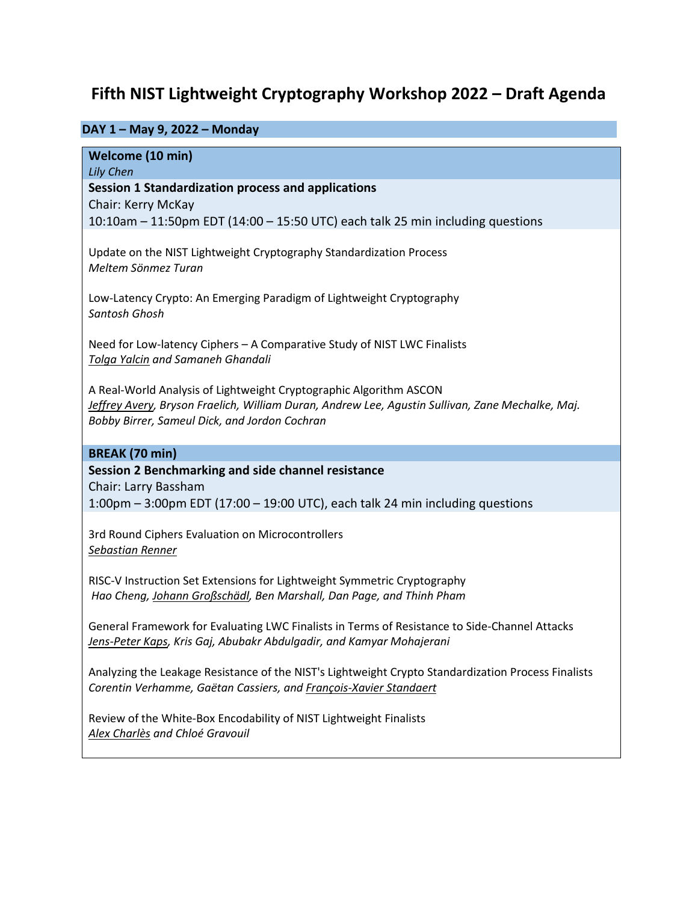# Fifth NIST Lightweight Cryptography Workshop 2022 – Draft Agenda

## DAY 1 – May 9, 2022 – Monday

**Welcome (10 min)**
*Lily Chen*

**Session 1 Standardization process and applications**
Chair: Kerry McKay
10:10am – 11:50pm EDT (14:00 – 15:50 UTC) each talk 25 min including questions

Update on the NIST Lightweight Cryptography Standardization Process
*Meltem Sönmez Turan*

Low-Latency Crypto: An Emerging Paradigm of Lightweight Cryptography
*Santosh Ghosh*

Need for Low-latency Ciphers – A Comparative Study of NIST LWC Finalists
*Tolga Yalcin and Samaneh Ghandali*

A Real-World Analysis of Lightweight Cryptographic Algorithm ASCON
*Jeffrey Avery, Bryson Fraelich, William Duran, Andrew Lee, Agustin Sullivan, Zane Mechalke, Maj. Bobby Birrer, Sameul Dick, and Jordon Cochran*

**BREAK (70 min)**

**Session 2 Benchmarking and side channel resistance**
Chair: Larry Bassham
1:00pm – 3:00pm EDT (17:00 – 19:00 UTC), each talk 24 min including questions

3rd Round Ciphers Evaluation on Microcontrollers
*Sebastian Renner*

RISC-V Instruction Set Extensions for Lightweight Symmetric Cryptography
*Hao Cheng, Johann Großschädl, Ben Marshall, Dan Page, and Thinh Pham*

General Framework for Evaluating LWC Finalists in Terms of Resistance to Side-Channel Attacks
*Jens-Peter Kaps, Kris Gaj, Abubakr Abdulgadir, and Kamyar Mohajerani*

Analyzing the Leakage Resistance of the NIST's Lightweight Crypto Standardization Process Finalists
*Corentin Verhamme, Gaëtan Cassiers, and François-Xavier Standaert*

Review of the White-Box Encodability of NIST Lightweight Finalists
*Alex Charlès and Chloé Gravouil*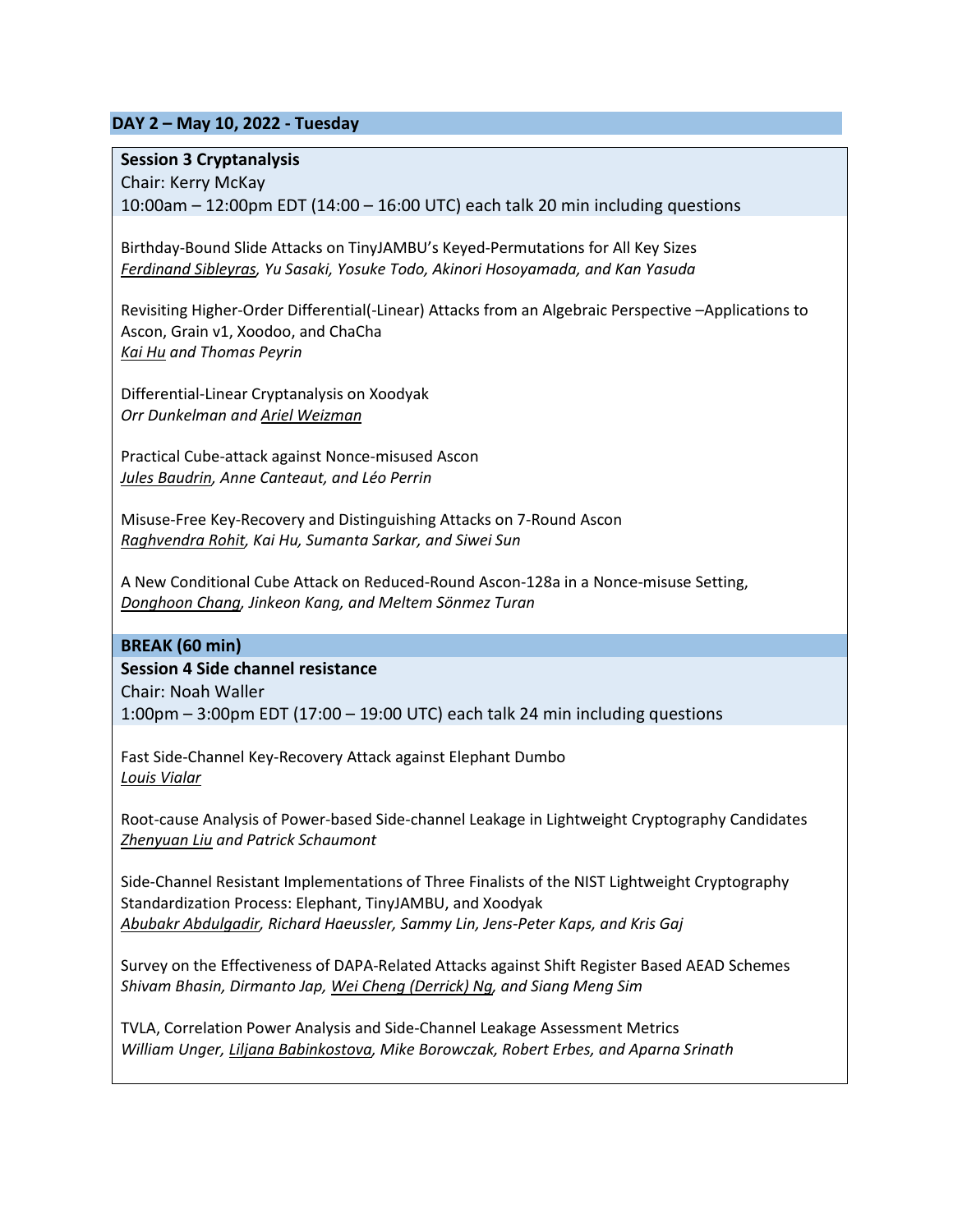## DAY 2 – May 10, 2022 - Tuesday

**Session 3 Cryptanalysis**
Chair: Kerry McKay
10:00am – 12:00pm EDT (14:00 – 16:00 UTC) each talk 20 min including questions

Birthday-Bound Slide Attacks on TinyJAMBU's Keyed-Permutations for All Key Sizes
*Ferdinand Sibleyras, Yu Sasaki, Yosuke Todo, Akinori Hosoyamada, and Kan Yasuda*

Revisiting Higher-Order Differential(-Linear) Attacks from an Algebraic Perspective –Applications to Ascon, Grain v1, Xoodoo, and ChaCha
*Kai Hu and Thomas Peyrin*

Differential-Linear Cryptanalysis on Xoodyak
*Orr Dunkelman and Ariel Weizman*

Practical Cube-attack against Nonce-misused Ascon
*Jules Baudrin, Anne Canteaut, and Léo Perrin*

Misuse-Free Key-Recovery and Distinguishing Attacks on 7-Round Ascon
*Raghvendra Rohit, Kai Hu, Sumanta Sarkar, and Siwei Sun*

A New Conditional Cube Attack on Reduced-Round Ascon-128a in a Nonce-misuse Setting,
*Donghoon Chang, Jinkeon Kang, and Meltem Sönmez Turan*

**BREAK (60 min)**

**Session 4 Side channel resistance**
Chair: Noah Waller
1:00pm – 3:00pm EDT (17:00 – 19:00 UTC) each talk 24 min including questions

Fast Side-Channel Key-Recovery Attack against Elephant Dumbo
*Louis Vialar*

Root-cause Analysis of Power-based Side-channel Leakage in Lightweight Cryptography Candidates
*Zhenyuan Liu and Patrick Schaumont*

Side-Channel Resistant Implementations of Three Finalists of the NIST Lightweight Cryptography Standardization Process: Elephant, TinyJAMBU, and Xoodyak
*Abubakr Abdulgadir, Richard Haeussler, Sammy Lin, Jens-Peter Kaps, and Kris Gaj*

Survey on the Effectiveness of DAPA-Related Attacks against Shift Register Based AEAD Schemes
*Shivam Bhasin, Dirmanto Jap, Wei Cheng (Derrick) Ng, and Siang Meng Sim*

TVLA, Correlation Power Analysis and Side-Channel Leakage Assessment Metrics
*William Unger, Liljana Babinkostova, Mike Borowczak, Robert Erbes, and Aparna Srinath*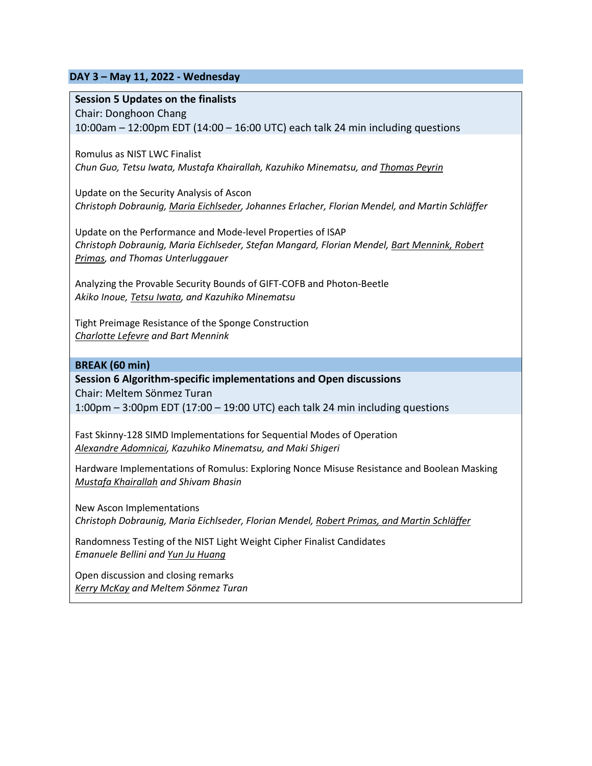## DAY 3 – May 11, 2022 - Wednesday

**Session 5 Updates on the finalists**
Chair: Donghoon Chang
10:00am – 12:00pm EDT (14:00 – 16:00 UTC) each talk 24 min including questions

Romulus as NIST LWC Finalist
*Chun Guo, Tetsu Iwata, Mustafa Khairallah, Kazuhiko Minematsu, and Thomas Peyrin*

Update on the Security Analysis of Ascon
*Christoph Dobraunig, Maria Eichlseder, Johannes Erlacher, Florian Mendel, and Martin Schläffer*

Update on the Performance and Mode-level Properties of ISAP
*Christoph Dobraunig, Maria Eichlseder, Stefan Mangard, Florian Mendel, Bart Mennink, Robert Primas, and Thomas Unterluggauer*

Analyzing the Provable Security Bounds of GIFT-COFB and Photon-Beetle
*Akiko Inoue, Tetsu Iwata, and Kazuhiko Minematsu*

Tight Preimage Resistance of the Sponge Construction
*Charlotte Lefevre and Bart Mennink*

**BREAK (60 min)**

**Session 6 Algorithm-specific implementations and Open discussions**
Chair: Meltem Sönmez Turan
1:00pm – 3:00pm EDT (17:00 – 19:00 UTC) each talk 24 min including questions

Fast Skinny-128 SIMD Implementations for Sequential Modes of Operation
*Alexandre Adomnicai, Kazuhiko Minematsu, and Maki Shigeri*

Hardware Implementations of Romulus: Exploring Nonce Misuse Resistance and Boolean Masking
*Mustafa Khairallah and Shivam Bhasin*

New Ascon Implementations
*Christoph Dobraunig, Maria Eichlseder, Florian Mendel, Robert Primas, and Martin Schläffer*

Randomness Testing of the NIST Light Weight Cipher Finalist Candidates
*Emanuele Bellini and Yun Ju Huang*

Open discussion and closing remarks
*Kerry McKay and Meltem Sönmez Turan*